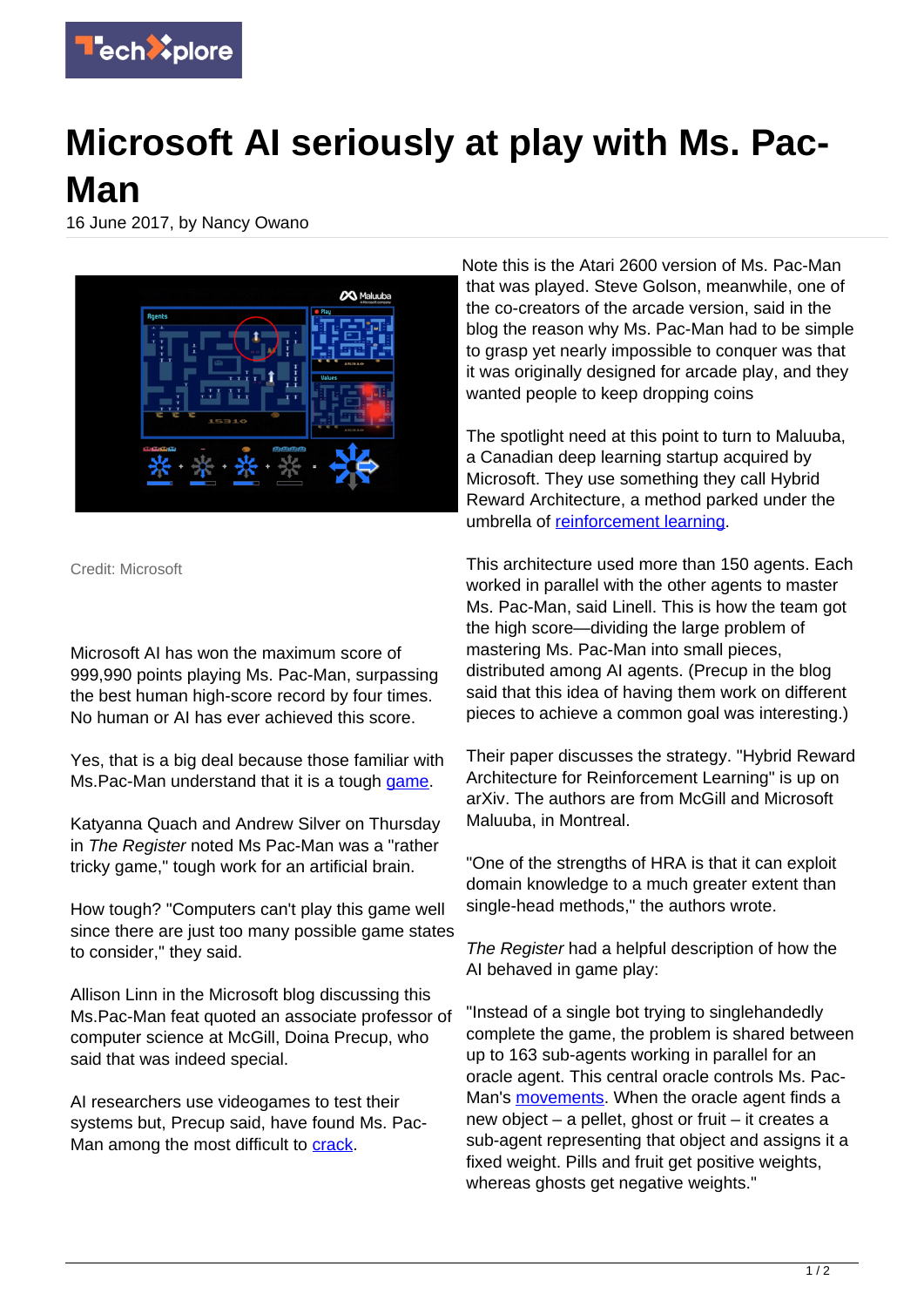# Microsoft AI seriously at play with Ms. Pac-Man

16 June 2017, by Nancy Owano

Credit: Microsoft

Microsoft AI has won the maximum score of 999,990 points playing Ms. Pac-Man, surpassing the best human high-score record by four times. No human or AI has ever achieved this score.

Yes, that is a big deal because those familiar with Ms.Pac-Man understand that it is a tough game.

Katyanna Quach and Andrew Silver on Thursday in *The Register* noted Ms Pac-Man was a "rather tricky game," tough work for an artificial brain.

How tough? "Computers can't play this game well since there are just too many possible game states to consider," they said.

Allison Linn in the Microsoft blog discussing this Ms.Pac-Man feat quoted an associate professor of computer science at McGill, Doina Precup, who said that was indeed special.

AI researchers use videogames to test their systems but, Precup said, have found Ms. Pac-Man among the most difficult to crack.

Note this is the Atari 2600 version of Ms. Pac-Man that was played. Steve Golson, meanwhile, one of the co-creators of the arcade version, said in the blog the reason why Ms. Pac-Man had to be simple to grasp yet nearly impossible to conquer was that it was originally designed for arcade play, and they wanted people to keep dropping coins

The spotlight need at this point to turn to Maluuba, a Canadian deep learning startup acquired by Microsoft. They use something they call Hybrid Reward Architecture, a method parked under the umbrella of reinforcement learning.

This architecture used more than 150 agents. Each worked in parallel with the other agents to master Ms. Pac-Man, said Linell. This is how the team got the high score—dividing the large problem of mastering Ms. Pac-Man into small pieces, distributed among AI agents. (Precup in the blog said that this idea of having them work on different pieces to achieve a common goal was interesting.)

Their paper discusses the strategy. "Hybrid Reward Architecture for Reinforcement Learning" is up on arXiv. The authors are from McGill and Microsoft Maluuba, in Montreal.

"One of the strengths of HRA is that it can exploit domain knowledge to a much greater extent than single-head methods," the authors wrote.

*The Register* had a helpful description of how the AI behaved in game play:

"Instead of a single bot trying to singlehandedly complete the game, the problem is shared between up to 163 sub-agents working in parallel for an oracle agent. This central oracle controls Ms. Pac-Man's movements. When the oracle agent finds a new object – a pellet, ghost or fruit – it creates a sub-agent representing that object and assigns it a fixed weight. Pills and fruit get positive weights, whereas ghosts get negative weights."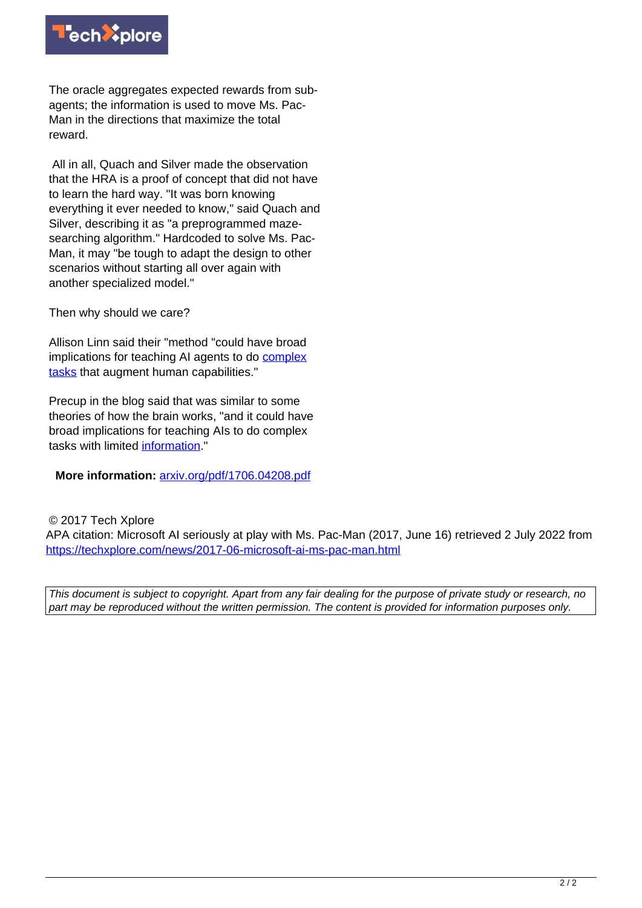The oracle aggregates expected rewards from sub-agents; the information is used to move Ms. Pac-Man in the directions that maximize the total reward.

All in all, Quach and Silver made the observation that the HRA is a proof of concept that did not have to learn the hard way. "It was born knowing everything it ever needed to know," said Quach and Silver, describing it as "a preprogrammed maze-searching algorithm." Hardcoded to solve Ms. Pac-Man, it may "be tough to adapt the design to other scenarios without starting all over again with another specialized model."

Then why should we care?

Allison Linn said their "method "could have broad implications for teaching AI agents to do [complex tasks](https://techxplore.com/tags/complex+tasks/) that augment human capabilities."

Precup in the blog said that was similar to some theories of how the brain works, "and it could have broad implications for teaching AIs to do complex tasks with limited [information](https://techxplore.com/tags/information/)."

**More information:** [arxiv.org/pdf/1706.04208.pdf](https://arxiv.org/pdf/1706.04208.pdf)

© 2017 Tech Xplore

APA citation: Microsoft AI seriously at play with Ms. Pac-Man (2017, June 16) retrieved 2 July 2022 from https://techxplore.com/news/2017-06-microsoft-ai-ms-pac-man.html

*This document is subject to copyright. Apart from any fair dealing for the purpose of private study or research, no part may be reproduced without the written permission. The content is provided for information purposes only.*